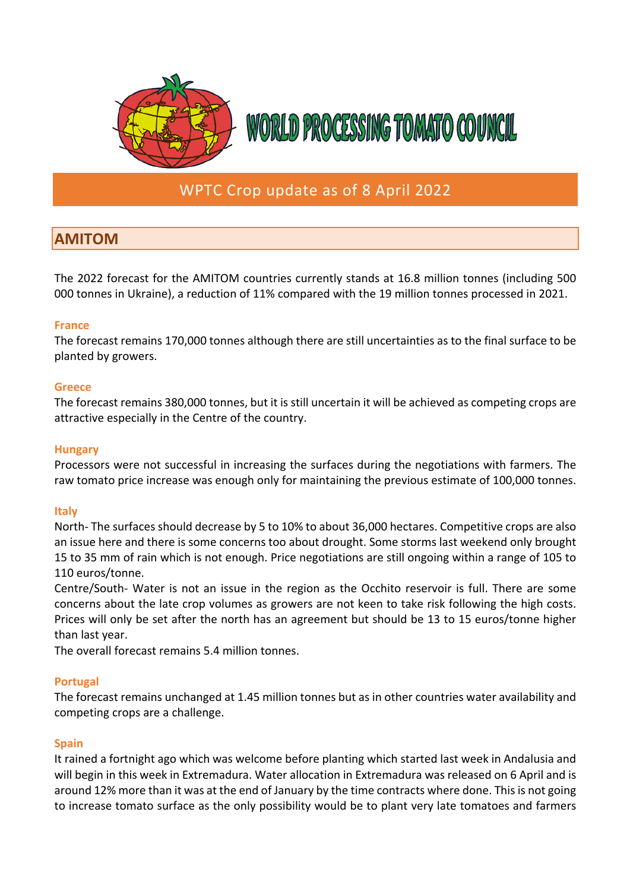# WORLD PROCESSING TOMATO COUNCIL

## WPTC Crop update as of 8 April 2022

## AMITOM

The 2022 forecast for the AMITOM countries currently stands at 16.8 million tonnes (including 500 000 tonnes in Ukraine), a reduction of 11% compared with the 19 million tonnes processed in 2021.

### France

The forecast remains 170,000 tonnes although there are still uncertainties as to the final surface to be planted by growers.

### Greece

The forecast remains 380,000 tonnes, but it is still uncertain it will be achieved as competing crops are attractive especially in the Centre of the country.

### Hungary

Processors were not successful in increasing the surfaces during the negotiations with farmers. The raw tomato price increase was enough only for maintaining the previous estimate of 100,000 tonnes.

### Italy

North- The surfaces should decrease by 5 to 10% to about 36,000 hectares. Competitive crops are also an issue here and there is some concerns too about drought. Some storms last weekend only brought 15 to 35 mm of rain which is not enough. Price negotiations are still ongoing within a range of 105 to 110 euros/tonne.

Centre/South- Water is not an issue in the region as the Occhito reservoir is full. There are some concerns about the late crop volumes as growers are not keen to take risk following the high costs. Prices will only be set after the north has an agreement but should be 13 to 15 euros/tonne higher than last year.

The overall forecast remains 5.4 million tonnes.

### Portugal

The forecast remains unchanged at 1.45 million tonnes but as in other countries water availability and competing crops are a challenge.

### Spain

It rained a fortnight ago which was welcome before planting which started last week in Andalusia and will begin in this week in Extremadura. Water allocation in Extremadura was released on 6 April and is around 12% more than it was at the end of January by the time contracts where done. This is not going to increase tomato surface as the only possibility would be to plant very late tomatoes and farmers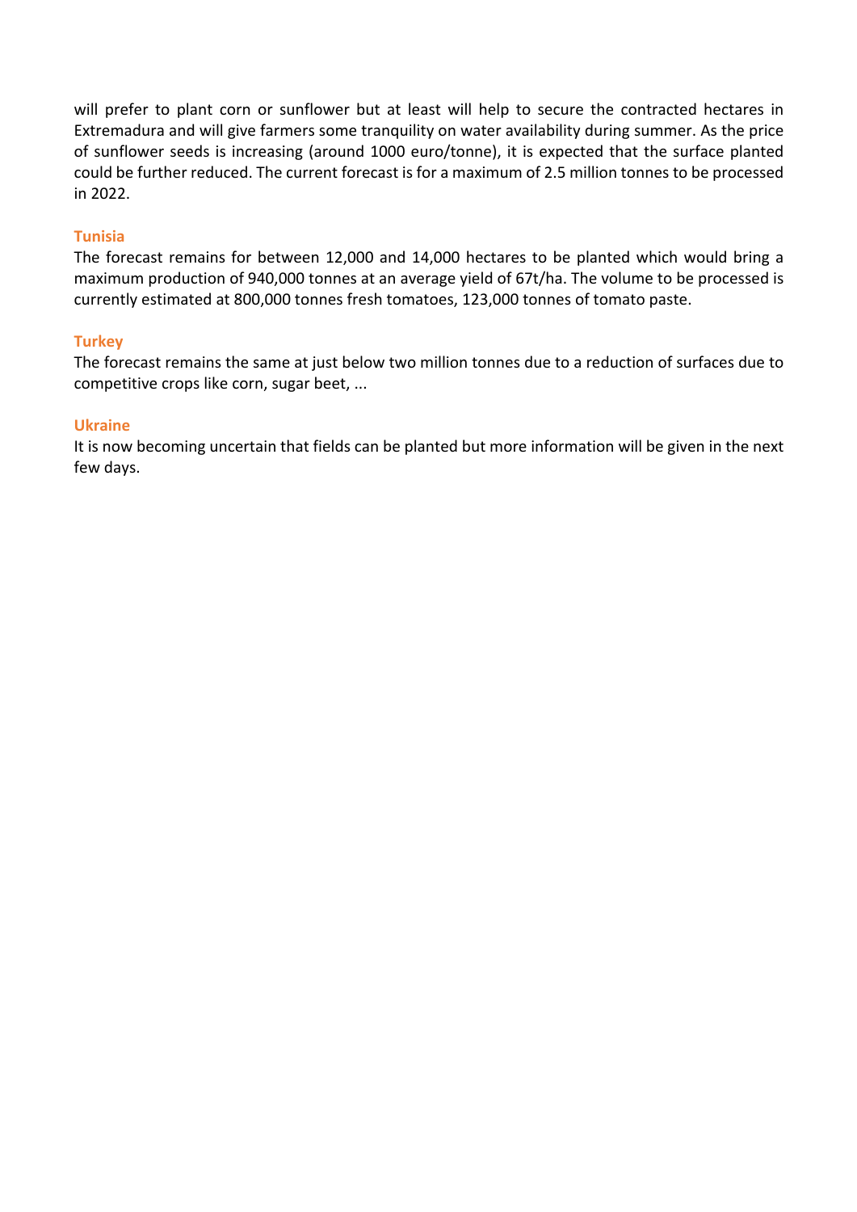will prefer to plant corn or sunflower but at least will help to secure the contracted hectares in Extremadura and will give farmers some tranquility on water availability during summer. As the price of sunflower seeds is increasing (around 1000 euro/tonne), it is expected that the surface planted could be further reduced. The current forecast is for a maximum of 2.5 million tonnes to be processed in 2022.

### Tunisia

The forecast remains for between 12,000 and 14,000 hectares to be planted which would bring a maximum production of 940,000 tonnes at an average yield of 67t/ha. The volume to be processed is currently estimated at 800,000 tonnes fresh tomatoes, 123,000 tonnes of tomato paste.

### Turkey

The forecast remains the same at just below two million tonnes due to a reduction of surfaces due to competitive crops like corn, sugar beet, ...

### Ukraine

It is now becoming uncertain that fields can be planted but more information will be given in the next few days.